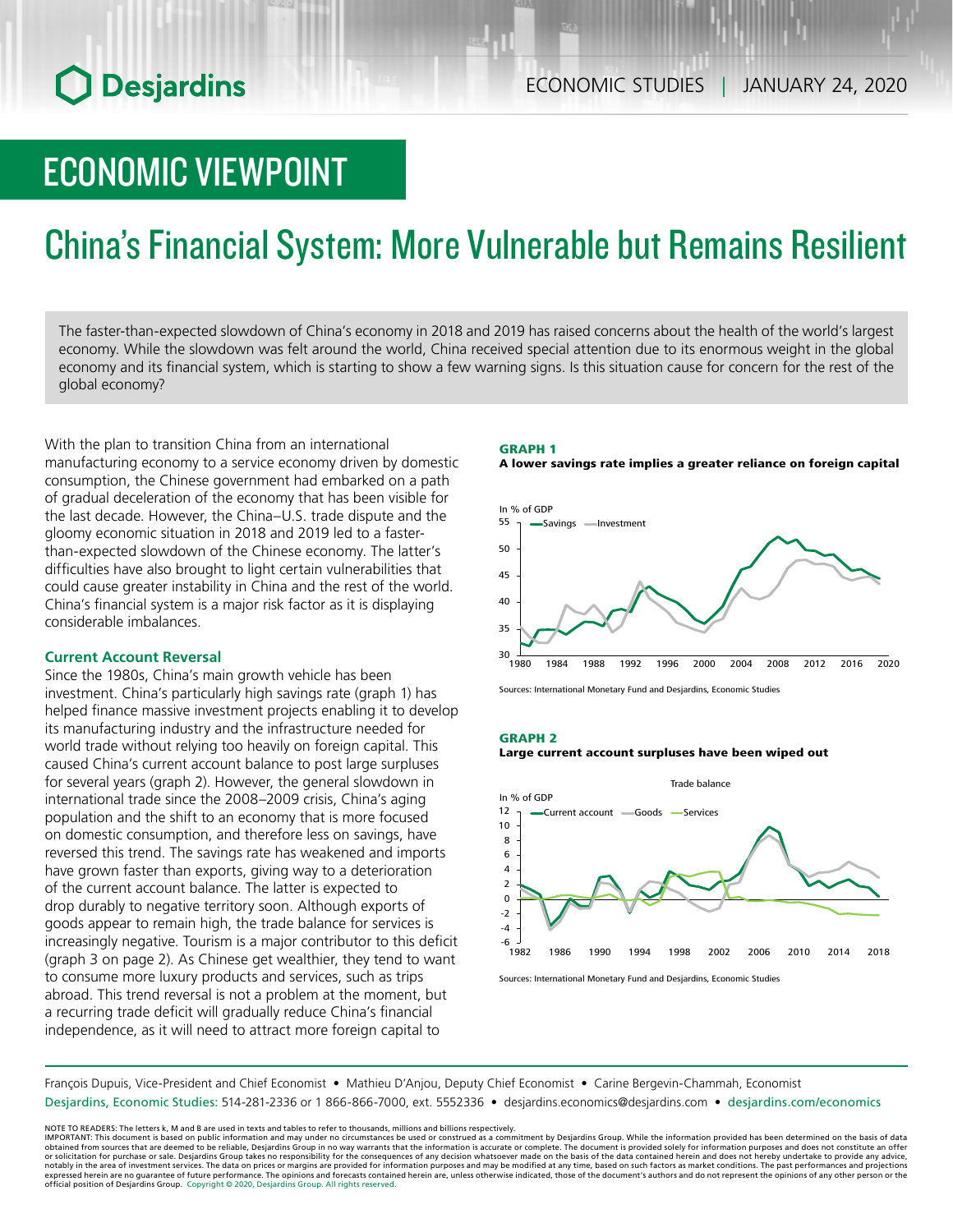ECONOMIC STUDIES | JANUARY 24, 2020

# ECONOMIC VIEWPOINT

# China's Financial System: More Vulnerable but Remains Resilient

The faster-than-expected slowdown of China's economy in 2018 and 2019 has raised concerns about the health of the world's largest economy. While the slowdown was felt around the world, China received special attention due to its enormous weight in the global economy and its financial system, which is starting to show a few warning signs. Is this situation cause for concern for the rest of the global economy?

With the plan to transition China from an international manufacturing economy to a service economy driven by domestic consumption, the Chinese government had embarked on a path of gradual deceleration of the economy that has been visible for the last decade. However, the China–U.S. trade dispute and the gloomy economic situation in 2018 and 2019 led to a faster-than-expected slowdown of the Chinese economy. The latter's difficulties have also brought to light certain vulnerabilities that could cause greater instability in China and the rest of the world. China's financial system is a major risk factor as it is displaying considerable imbalances.

### Current Account Reversal

Since the 1980s, China's main growth vehicle has been investment. China's particularly high savings rate (graph 1) has helped finance massive investment projects enabling it to develop its manufacturing industry and the infrastructure needed for world trade without relying too heavily on foreign capital. This caused China's current account balance to post large surpluses for several years (graph 2). However, the general slowdown in international trade since the 2008–2009 crisis, China's aging population and the shift to an economy that is more focused on domestic consumption, and therefore less on savings, have reversed this trend. The savings rate has weakened and imports have grown faster than exports, giving way to a deterioration of the current account balance. The latter is expected to drop durably to negative territory soon. Although exports of goods appear to remain high, the trade balance for services is increasingly negative. Tourism is a major contributor to this deficit (graph 3 on page 2). As Chinese get wealthier, they tend to want to consume more luxury products and services, such as trips abroad. This trend reversal is not a problem at the moment, but a recurring trade deficit will gradually reduce China's financial independence, as it will need to attract more foreign capital to

**GRAPH 1**
**A lower savings rate implies a greater reliance on foreign capital**

Sources: International Monetary Fund and Desjardins, Economic Studies

**GRAPH 2**
**Large current account surpluses have been wiped out**

Sources: International Monetary Fund and Desjardins, Economic Studies

François Dupuis, Vice-President and Chief Economist • Mathieu D'Anjou, Deputy Chief Economist • Carine Bergevin-Chammah, Economist
Desjardins, Economic Studies: 514-281-2336 or 1 866-866-7000, ext. 5552336 • desjardins.economics@desjardins.com • desjardins.com/economics

NOTE TO READERS: The letters k, M and B are used in texts and tables to refer to thousands, millions and billions respectively.
IMPORTANT: This document is based on public information and may under no circumstances be used or construed as a commitment by Desjardins Group. While the information provided has been determined on the basis of data obtained from sources that are deemed to be reliable, Desjardins Group in no way warrants that the information is accurate or complete. The document is provided solely for information purposes and does not constitute an offer or solicitation for purchase or sale. Desjardins Group takes no responsibility for the consequences of any decision whatsoever made on the basis of the data contained herein and does not hereby undertake to provide any advice, notably in the area of investment services. The data on prices or margins are provided for information purposes and may be modified at any time, based on such factors as market conditions. The past performances and projections expressed herein are no guarantee of future performance. The opinions and forecasts contained herein are, unless otherwise indicated, those of the document's authors and do not represent the opinions of any other person or the official position of Desjardins Group. Copyright © 2020, Desjardins Group. All rights reserved.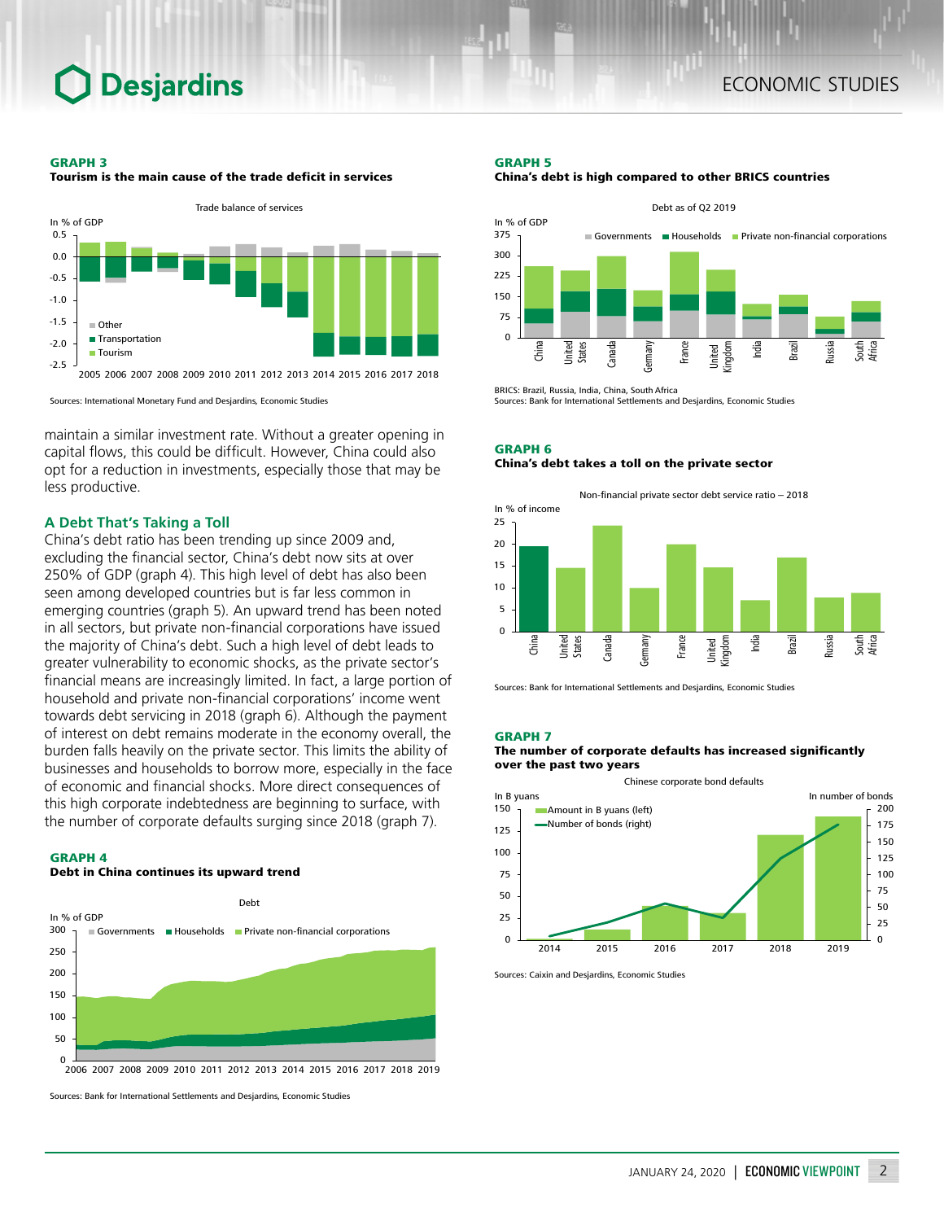**GRAPH 3**
**Tourism is the main cause of the trade deficit in services**

Trade balance of services

Sources: International Monetary Fund and Desjardins, Economic Studies

maintain a similar investment rate. Without a greater opening in capital flows, this could be difficult. However, China could also opt for a reduction in investments, especially those that may be less productive.

## A Debt That's Taking a Toll

China's debt ratio has been trending up since 2009 and, excluding the financial sector, China's debt now sits at over 250% of GDP (graph 4). This high level of debt has also been seen among developed countries but is far less common in emerging countries (graph 5). An upward trend has been noted in all sectors, but private non-financial corporations have issued the majority of China's debt. Such a high level of debt leads to greater vulnerability to economic shocks, as the private sector's financial means are increasingly limited. In fact, a large portion of household and private non-financial corporations' income went towards debt servicing in 2018 (graph 6). Although the payment of interest on debt remains moderate in the economy overall, the burden falls heavily on the private sector. This limits the ability of businesses and households to borrow more, especially in the face of economic and financial shocks. More direct consequences of this high corporate indebtedness are beginning to surface, with the number of corporate defaults surging since 2018 (graph 7).

**GRAPH 4**
**Debt in China continues its upward trend**

Debt

Sources: Bank for International Settlements and Desjardins, Economic Studies

**GRAPH 5**
**China's debt is high compared to other BRICS countries**

Debt as of Q2 2019

BRICS: Brazil, Russia, India, China, South Africa
Sources: Bank for International Settlements and Desjardins, Economic Studies

**GRAPH 6**
**China's debt takes a toll on the private sector**

Non-financial private sector debt service ratio – 2018

Sources: Bank for International Settlements and Desjardins, Economic Studies

**GRAPH 7**
**The number of corporate defaults has increased significantly over the past two years**

Chinese corporate bond defaults

Sources: Caixin and Desjardins, Economic Studies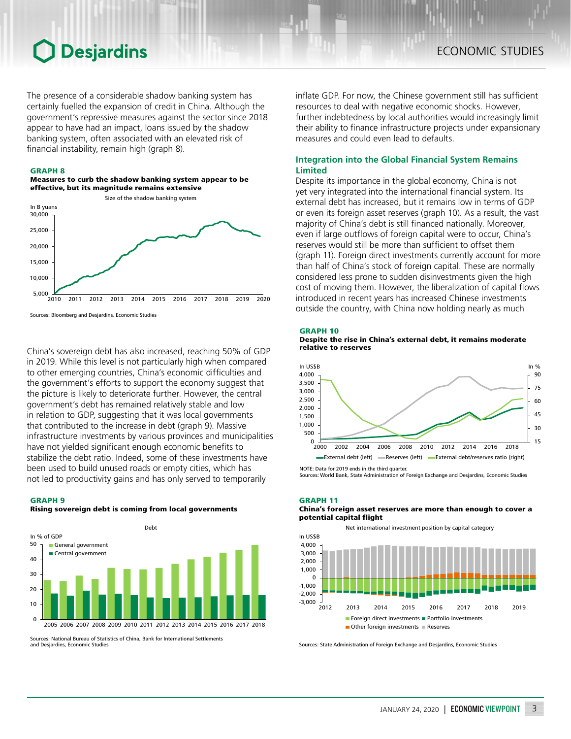The presence of a considerable shadow banking system has certainly fuelled the expansion of credit in China. Although the government's repressive measures against the sector since 2018 appear to have had an impact, loans issued by the shadow banking system, often associated with an elevated risk of financial instability, remain high (graph 8).

**GRAPH 8**
**Measures to curb the shadow banking system appear to be effective, but its magnitude remains extensive**

Size of the shadow banking system

Sources: Bloomberg and Desjardins, Economic Studies

China's sovereign debt has also increased, reaching 50% of GDP in 2019. While this level is not particularly high when compared to other emerging countries, China's economic difficulties and the government's efforts to support the economy suggest that the picture is likely to deteriorate further. However, the central government's debt has remained relatively stable and low in relation to GDP, suggesting that it was local governments that contributed to the increase in debt (graph 9). Massive infrastructure investments by various provinces and municipalities have not yielded significant enough economic benefits to stabilize the debt ratio. Indeed, some of these investments have been used to build unused roads or empty cities, which has not led to productivity gains and has only served to temporarily inflate GDP. For now, the Chinese government still has sufficient resources to deal with negative economic shocks. However, further indebtedness by local authorities would increasingly limit their ability to finance infrastructure projects under expansionary measures and could even lead to defaults.

**GRAPH 9**
**Rising sovereign debt is coming from local governments**

Debt

Sources: National Bureau of Statistics of China, Bank for International Settlements and Desjardins, Economic Studies

## Integration into the Global Financial System Remains Limited

Despite its importance in the global economy, China is not yet very integrated into the international financial system. Its external debt has increased, but it remains low in terms of GDP or even its foreign asset reserves (graph 10). As a result, the vast majority of China's debt is still financed nationally. Moreover, even if large outflows of foreign capital were to occur, China's reserves would still be more than sufficient to offset them (graph 11). Foreign direct investments currently account for more than half of China's stock of foreign capital. These are normally considered less prone to sudden disinvestments given the high cost of moving them. However, the liberalization of capital flows introduced in recent years has increased Chinese investments outside the country, with China now holding nearly as much

**GRAPH 10**
**Despite the rise in China's external debt, it remains moderate relative to reserves**

NOTE: Data for 2019 ends in the third quarter.
Sources: World Bank, State Administration of Foreign Exchange and Desjardins, Economic Studies

**GRAPH 11**
**China's foreign asset reserves are more than enough to cover a potential capital flight**

Net international investment position by capital category

Sources: State Administration of Foreign Exchange and Desjardins, Economic Studies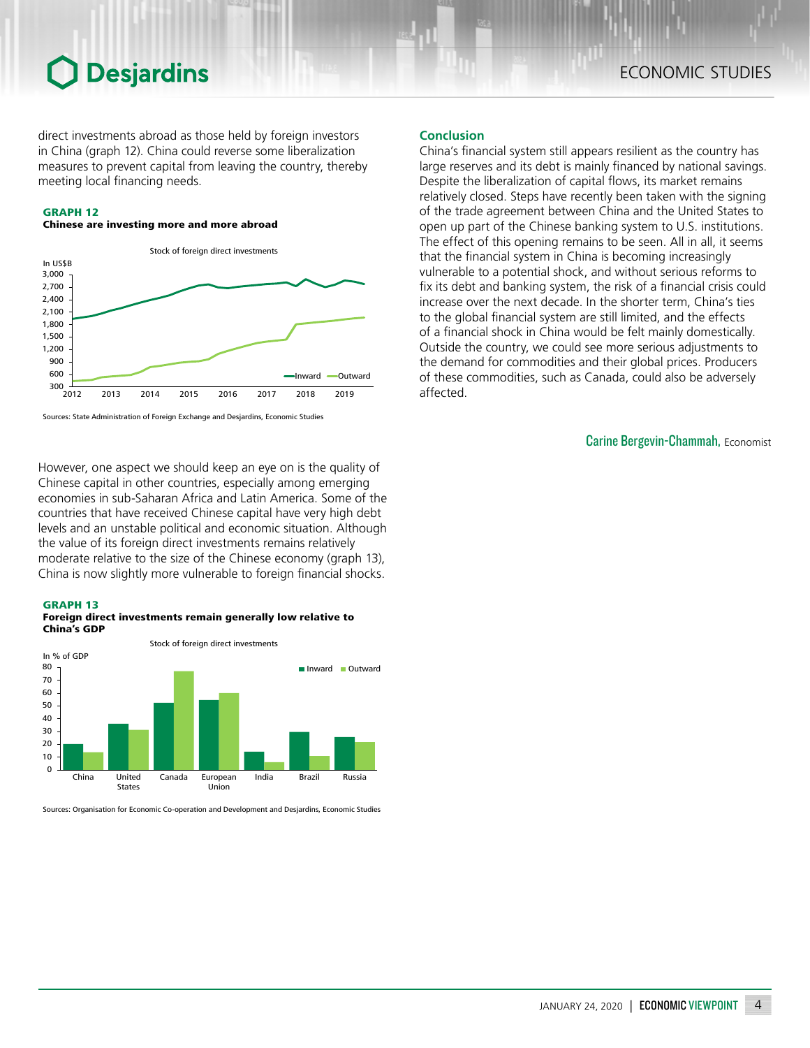direct investments abroad as those held by foreign investors in China (graph 12). China could reverse some liberalization measures to prevent capital from leaving the country, thereby meeting local financing needs.

**GRAPH 12**
**Chinese are investing more and more abroad**

Stock of foreign direct investments

In US$B

3,000
2,700
2,400
2,100
1,800
1,500
1,200
900
600
300

2012 2013 2014 2015 2016 2017 2018 2019

Inward Outward

Sources: State Administration of Foreign Exchange and Desjardins, Economic Studies

However, one aspect we should keep an eye on is the quality of Chinese capital in other countries, especially among emerging economies in sub-Saharan Africa and Latin America. Some of the countries that have received Chinese capital have very high debt levels and an unstable political and economic situation. Although the value of its foreign direct investments remains relatively moderate relative to the size of the Chinese economy (graph 13), China is now slightly more vulnerable to foreign financial shocks.

**GRAPH 13**
**Foreign direct investments remain generally low relative to China's GDP**

Stock of foreign direct investments

In % of GDP

80
70
60
50
40
30
20
10
0

China United States Canada European Union India Brazil Russia

Inward Outward

Sources: Organisation for Economic Co-operation and Development and Desjardins, Economic Studies

## Conclusion

China's financial system still appears resilient as the country has large reserves and its debt is mainly financed by national savings. Despite the liberalization of capital flows, its market remains relatively closed. Steps have recently been taken with the signing of the trade agreement between China and the United States to open up part of the Chinese banking system to U.S. institutions. The effect of this opening remains to be seen. All in all, it seems that the financial system in China is becoming increasingly vulnerable to a potential shock, and without serious reforms to fix its debt and banking system, the risk of a financial crisis could increase over the next decade. In the shorter term, China's ties to the global financial system are still limited, and the effects of a financial shock in China would be felt mainly domestically. Outside the country, we could see more serious adjustments to the demand for commodities and their global prices. Producers of these commodities, such as Canada, could also be adversely affected.

Carine Bergevin-Chammah, Economist